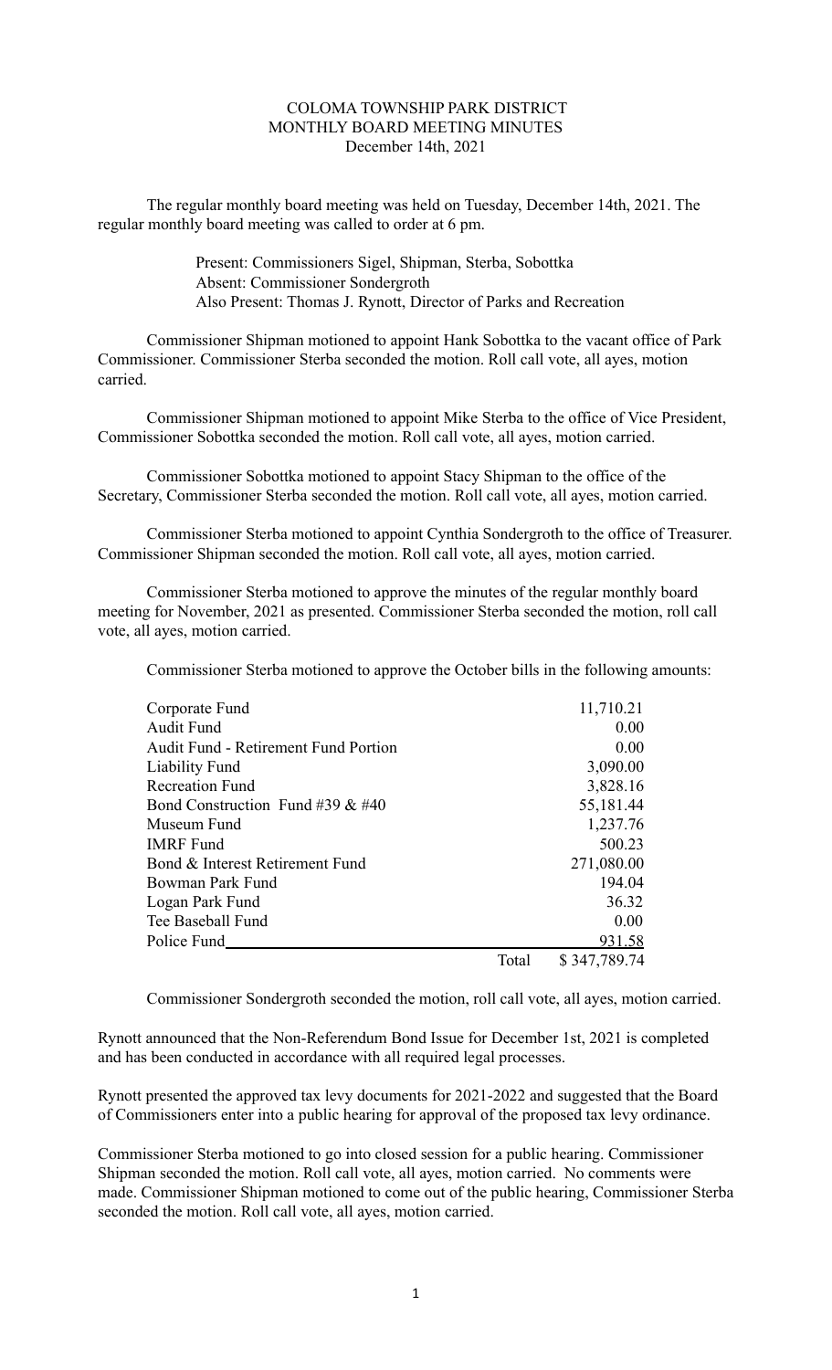# COLOMA TOWNSHIP PARK DISTRICT
## MONTHLY BOARD MEETING MINUTES
December 14th, 2021

The regular monthly board meeting was held on Tuesday, December 14th, 2021. The regular monthly board meeting was called to order at 6 pm.

Present: Commissioners Sigel, Shipman, Sterba, Sobottka
Absent: Commissioner Sondergroth
Also Present: Thomas J. Rynott, Director of Parks and Recreation

Commissioner Shipman motioned to appoint Hank Sobottka to the vacant office of Park Commissioner. Commissioner Sterba seconded the motion. Roll call vote, all ayes, motion carried.

Commissioner Shipman motioned to appoint Mike Sterba to the office of Vice President, Commissioner Sobottka seconded the motion. Roll call vote, all ayes, motion carried.

Commissioner Sobottka motioned to appoint Stacy Shipman to the office of the Secretary, Commissioner Sterba seconded the motion. Roll call vote, all ayes, motion carried.

Commissioner Sterba motioned to appoint Cynthia Sondergroth to the office of Treasurer. Commissioner Shipman seconded the motion. Roll call vote, all ayes, motion carried.

Commissioner Sterba motioned to approve the minutes of the regular monthly board meeting for November, 2021 as presented. Commissioner Sterba seconded the motion, roll call vote, all ayes, motion carried.

Commissioner Sterba motioned to approve the October bills in the following amounts:

| Fund | | Amount |
|---|---|---|
| Corporate Fund | | 11,710.21 |
| Audit Fund | | 0.00 |
| Audit Fund - Retirement Fund Portion | | 0.00 |
| Liability Fund | | 3,090.00 |
| Recreation Fund | | 3,828.16 |
| Bond Construction Fund #39 & #40 | | 55,181.44 |
| Museum Fund | | 1,237.76 |
| IMRF Fund | | 500.23 |
| Bond & Interest Retirement Fund | | 271,080.00 |
| Bowman Park Fund | | 194.04 |
| Logan Park Fund | | 36.32 |
| Tee Baseball Fund | | 0.00 |
| Police Fund | | 931.58 |
| | Total | $ 347,789.74 |

Commissioner Sondergroth seconded the motion, roll call vote, all ayes, motion carried.

Rynott announced that the Non-Referendum Bond Issue for December 1st, 2021 is completed and has been conducted in accordance with all required legal processes.

Rynott presented the approved tax levy documents for 2021-2022 and suggested that the Board of Commissioners enter into a public hearing for approval of the proposed tax levy ordinance.

Commissioner Sterba motioned to go into closed session for a public hearing. Commissioner Shipman seconded the motion. Roll call vote, all ayes, motion carried. No comments were made. Commissioner Shipman motioned to come out of the public hearing, Commissioner Sterba seconded the motion. Roll call vote, all ayes, motion carried.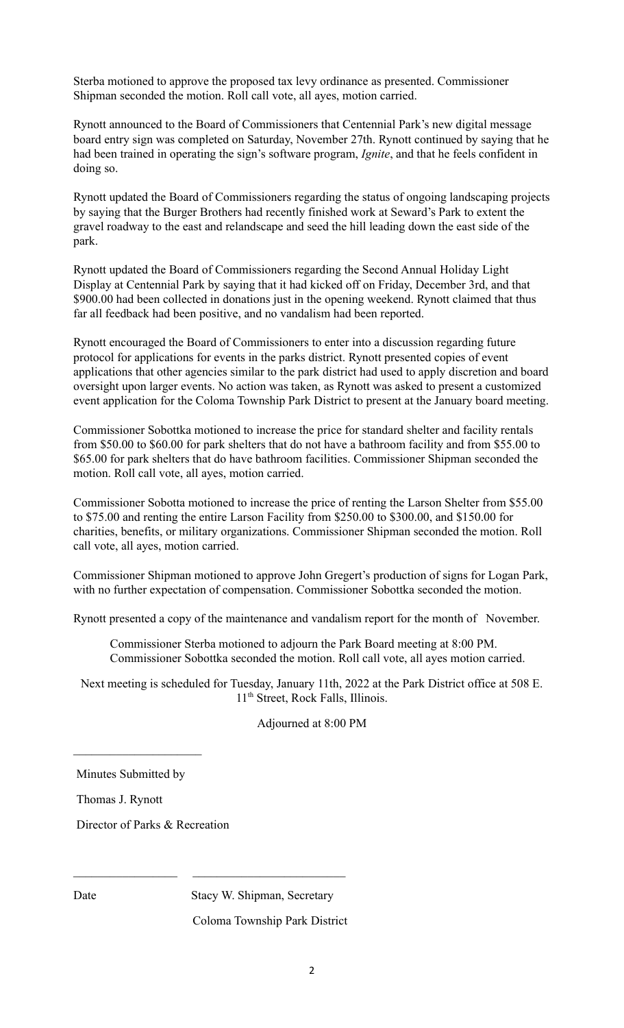Sterba motioned to approve the proposed tax levy ordinance as presented. Commissioner Shipman seconded the motion. Roll call vote, all ayes, motion carried.

Rynott announced to the Board of Commissioners that Centennial Park's new digital message board entry sign was completed on Saturday, November 27th. Rynott continued by saying that he had been trained in operating the sign's software program, *Ignite*, and that he feels confident in doing so.

Rynott updated the Board of Commissioners regarding the status of ongoing landscaping projects by saying that the Burger Brothers had recently finished work at Seward's Park to extent the gravel roadway to the east and relandscape and seed the hill leading down the east side of the park.

Rynott updated the Board of Commissioners regarding the Second Annual Holiday Light Display at Centennial Park by saying that it had kicked off on Friday, December 3rd, and that $900.00 had been collected in donations just in the opening weekend. Rynott claimed that thus far all feedback had been positive, and no vandalism had been reported.

Rynott encouraged the Board of Commissioners to enter into a discussion regarding future protocol for applications for events in the parks district. Rynott presented copies of event applications that other agencies similar to the park district had used to apply discretion and board oversight upon larger events. No action was taken, as Rynott was asked to present a customized event application for the Coloma Township Park District to present at the January board meeting.

Commissioner Sobottka motioned to increase the price for standard shelter and facility rentals from $50.00 to $60.00 for park shelters that do not have a bathroom facility and from $55.00 to $65.00 for park shelters that do have bathroom facilities. Commissioner Shipman seconded the motion. Roll call vote, all ayes, motion carried.

Commissioner Sobotta motioned to increase the price of renting the Larson Shelter from $55.00 to $75.00 and renting the entire Larson Facility from $250.00 to $300.00, and $150.00 for charities, benefits, or military organizations. Commissioner Shipman seconded the motion. Roll call vote, all ayes, motion carried.

Commissioner Shipman motioned to approve John Gregert's production of signs for Logan Park, with no further expectation of compensation. Commissioner Sobottka seconded the motion.

Rynott presented a copy of the maintenance and vandalism report for the month of November.

Commissioner Sterba motioned to adjourn the Park Board meeting at 8:00 PM. Commissioner Sobottka seconded the motion. Roll call vote, all ayes motion carried.

Next meeting is scheduled for Tuesday, January 11th, 2022 at the Park District office at 508 E. 11th Street, Rock Falls, Illinois.

Adjourned at 8:00 PM

\_\_\_\_\_\_\_\_\_\_\_\_\_\_\_\_\_\_\_\_\_

Minutes Submitted by

Thomas J. Rynott

Director of Parks & Recreation

\_\_\_\_\_\_\_\_\_\_\_\_\_\_\_\_\_ \_\_\_\_\_\_\_\_\_\_\_\_\_\_\_\_\_\_\_\_\_\_\_\_\_

Date Stacy W. Shipman, Secretary

Coloma Township Park District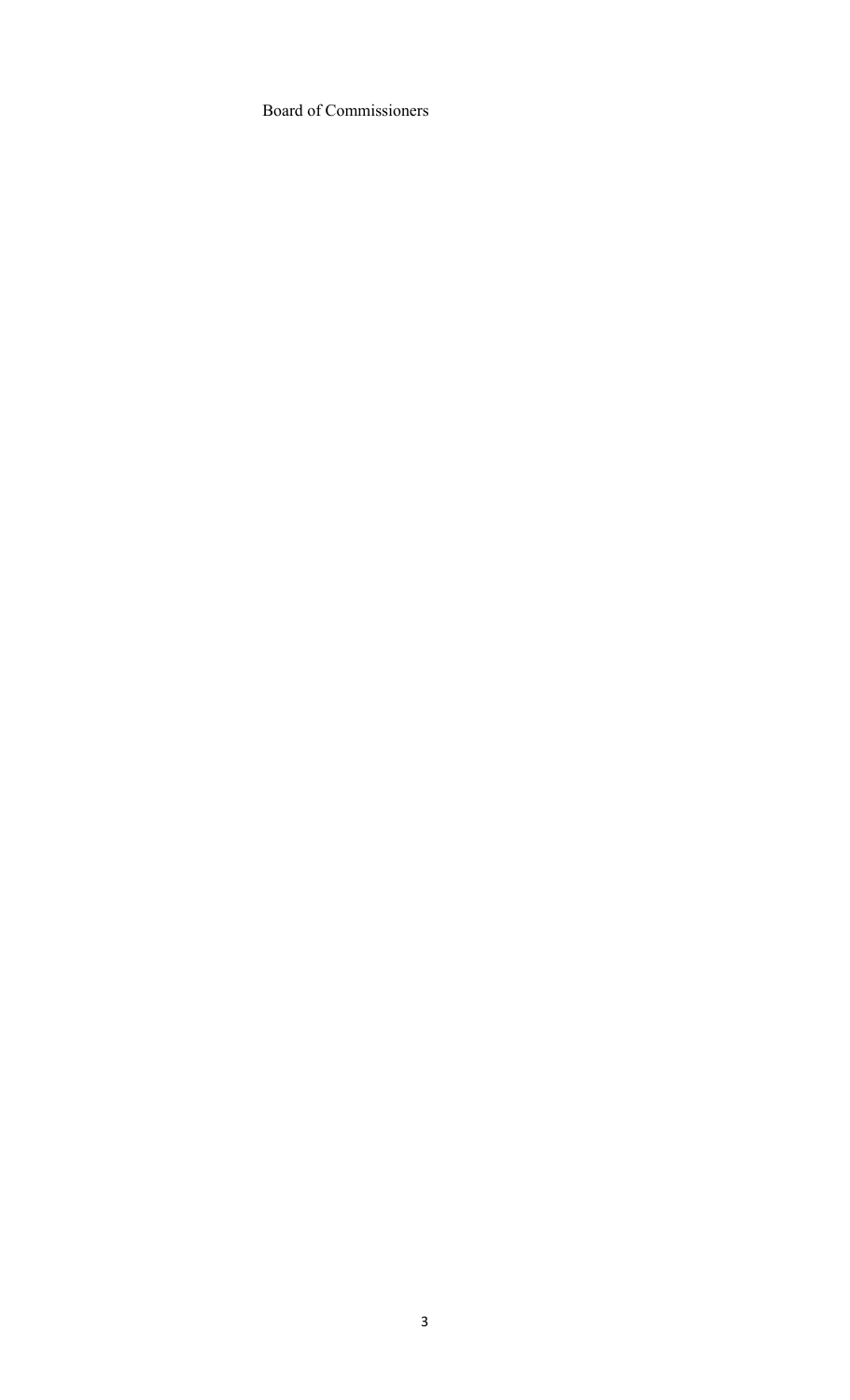Board of Commissioners